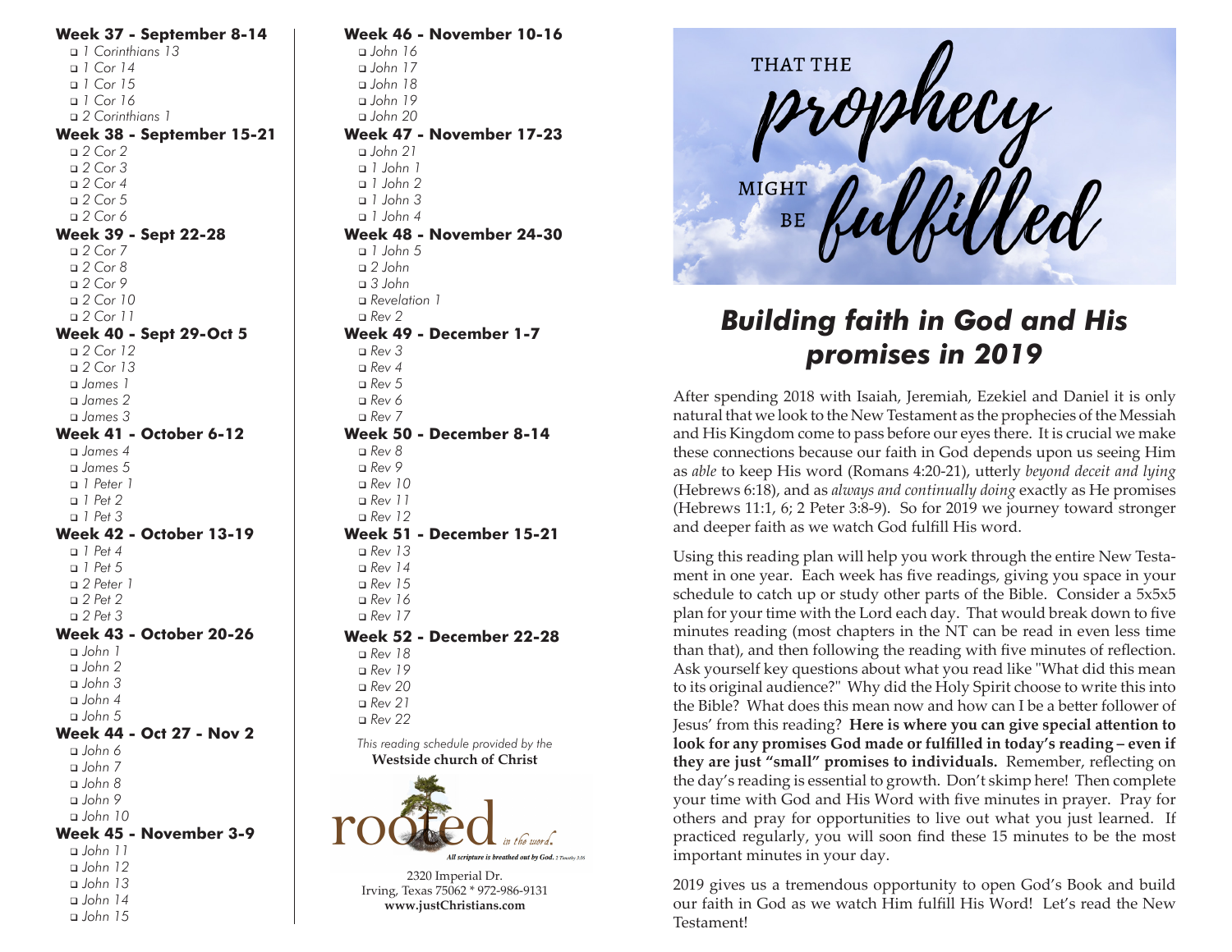### Week 37 - September 8-14
- ❑ *1 Corinthians 13*
- ❑ *1 Cor 14*
- ❑ *1 Cor 15*
- ❑ *1 Cor 16*
- ❑ *2 Corinthians 1*

### Week 38 - September 15-21
- ❑ *2 Cor 2*
- ❑ *2 Cor 3*
- ❑ *2 Cor 4*
- ❑ *2 Cor 5*
- ❑ *2 Cor 6*

### Week 39 - Sept 22-28
- ❑ *2 Cor 7*
- ❑ *2 Cor 8*
- ❑ *2 Cor 9*
- ❑ *2 Cor 10*
- ❑ *2 Cor 11*

### Week 40 - Sept 29-Oct 5
- ❑ *2 Cor 12*
- ❑ *2 Cor 13*
- ❑ *James 1*
- ❑ *James 2*
- ❑ *James 3*

### Week 41 - October 6-12
- ❑ *James 4*
- ❑ *James 5*
- ❑ *1 Peter 1*
- ❑ *1 Pet 2*
- ❑ *1 Pet 3*

### Week 42 - October 13-19
- ❑ *1 Pet 4*
- ❑ *1 Pet 5*
- ❑ *2 Peter 1*
- ❑ *2 Pet 2*
- ❑ *2 Pet 3*

### Week 43 - October 20-26
- ❑ *John 1*
- ❑ *John 2*
- ❑ *John 3*
- ❑ *John 4*
- ❑ *John 5*

### Week 44 - Oct 27 - Nov 2
- ❑ *John 6*
- ❑ *John 7*
- ❑ *John 8*
- ❑ *John 9*
- ❑ *John 10*

### Week 45 - November 3-9
- ❑ *John 11*
- ❑ *John 12*
- ❑ *John 13*
- ❑ *John 14*
- ❑ *John 15*

### Week 46 - November 10-16
- ❑ *John 16*
- ❑ *John 17*
- ❑ *John 18*
- ❑ *John 19*
- ❑ *John 20*

### Week 47 - November 17-23
- ❑ *John 21*
- ❑ *1 John 1*
- ❑ *1 John 2*
- ❑ *1 John 3*
- ❑ *1 John 4*

### Week 48 - November 24-30
- ❑ *1 John 5*
- ❑ *2 John*
- ❑ *3 John*
- ❑ *Revelation 1*
- ❑ *Rev 2*

### Week 49 - December 1-7
- ❑ *Rev 3*
- ❑ *Rev 4*
- ❑ *Rev 5*
- ❑ *Rev 6*
- ❑ *Rev 7*

### Week 50 - December 8-14
- ❑ *Rev 8*
- ❑ *Rev 9*
- ❑ *Rev 10*
- ❑ *Rev 11*
- ❑ *Rev 12*

### Week 51 - December 15-21
- ❑ *Rev 13*
- ❑ *Rev 14*
- ❑ *Rev 15*
- ❑ *Rev 16*
- ❑ *Rev 17*

### Week 52 - December 22-28
- ❑ *Rev 18*
- ❑ *Rev 19*
- ❑ *Rev 20*
- ❑ *Rev 21*
- ❑ *Rev 22*

*This reading schedule provided by the*
**Westside church of Christ**

rooted *in the word.*
*All scripture is breathed out by God. 2 Timothy 3:16*

2320 Imperial Dr.
Irving, Texas 75062 * 972-986-9131
**www.justChristians.com**

THAT THE *prophecy* MIGHT BE *fulfilled*

# *Building faith in God and His promises in 2019*

After spending 2018 with Isaiah, Jeremiah, Ezekiel and Daniel it is only natural that we look to the New Testament as the prophecies of the Messiah and His Kingdom come to pass before our eyes there. It is crucial we make these connections because our faith in God depends upon us seeing Him as *able* to keep His word (Romans 4:20-21), utterly *beyond deceit and lying* (Hebrews 6:18), and as *always and continually doing* exactly as He promises (Hebrews 11:1, 6; 2 Peter 3:8-9). So for 2019 we journey toward stronger and deeper faith as we watch God fulfill His word.

Using this reading plan will help you work through the entire New Testament in one year. Each week has five readings, giving you space in your schedule to catch up or study other parts of the Bible. Consider a 5x5x5 plan for your time with the Lord each day. That would break down to five minutes reading (most chapters in the NT can be read in even less time than that), and then following the reading with five minutes of reflection. Ask yourself key questions about what you read like "What did this mean to its original audience?" Why did the Holy Spirit choose to write this into the Bible? What does this mean now and how can I be a better follower of Jesus' from this reading? **Here is where you can give special attention to look for any promises God made or fulfilled in today's reading – even if they are just "small" promises to individuals.** Remember, reflecting on the day's reading is essential to growth. Don't skimp here! Then complete your time with God and His Word with five minutes in prayer. Pray for others and pray for opportunities to live out what you just learned. If practiced regularly, you will soon find these 15 minutes to be the most important minutes in your day.

2019 gives us a tremendous opportunity to open God's Book and build our faith in God as we watch Him fulfill His Word! Let's read the New Testament!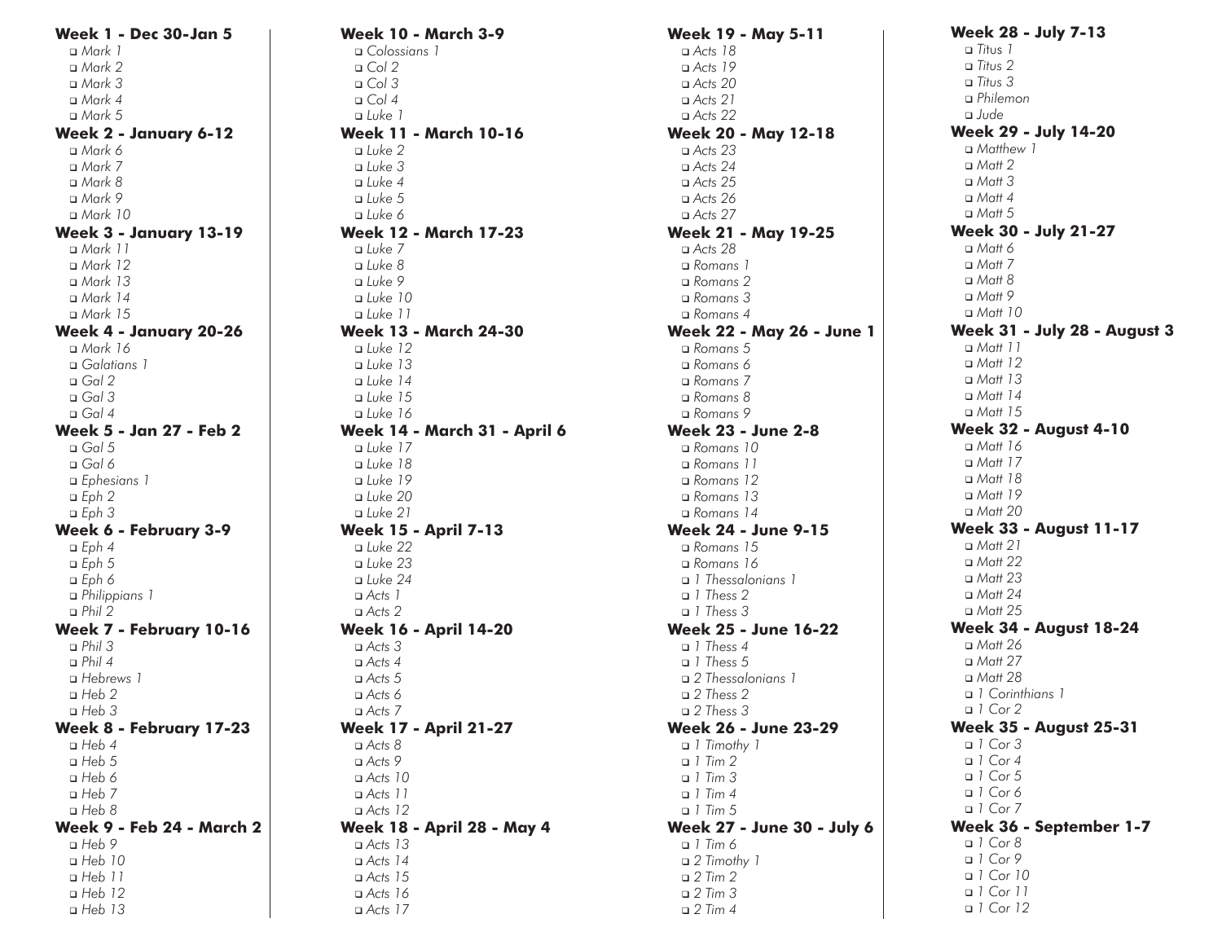**Week 1 - Dec 30-Jan 5**
- ❑ *Mark 1*
- ❑ *Mark 2*
- ❑ *Mark 3*
- ❑ *Mark 4*
- ❑ *Mark 5*

**Week 2 - January 6-12**
- ❑ *Mark 6*
- ❑ *Mark 7*
- ❑ *Mark 8*
- ❑ *Mark 9*
- ❑ *Mark 10*

**Week 3 - January 13-19**
- ❑ *Mark 11*
- ❑ *Mark 12*
- ❑ *Mark 13*
- ❑ *Mark 14*
- ❑ *Mark 15*

**Week 4 - January 20-26**
- ❑ *Mark 16*
- ❑ *Galatians 1*
- ❑ *Gal 2*
- ❑ *Gal 3*
- ❑ *Gal 4*

**Week 5 - Jan 27 - Feb 2**
- ❑ *Gal 5*
- ❑ *Gal 6*
- ❑ *Ephesians 1*
- ❑ *Eph 2*
- ❑ *Eph 3*

**Week 6 - February 3-9**
- ❑ *Eph 4*
- ❑ *Eph 5*
- ❑ *Eph 6*
- ❑ *Philippians 1*
- ❑ *Phil 2*

**Week 7 - February 10-16**
- ❑ *Phil 3*
- ❑ *Phil 4*
- ❑ *Hebrews 1*
- ❑ *Heb 2*
- ❑ *Heb 3*

**Week 8 - February 17-23**
- ❑ *Heb 4*
- ❑ *Heb 5*
- ❑ *Heb 6*
- ❑ *Heb 7*
- ❑ *Heb 8*

**Week 9 - Feb 24 - March 2**
- ❑ *Heb 9*
- ❑ *Heb 10*
- ❑ *Heb 11*
- ❑ *Heb 12*
- ❑ *Heb 13*

**Week 10 - March 3-9**
- ❑ *Colossians 1*
- ❑ *Col 2*
- ❑ *Col 3*
- ❑ *Col 4*
- ❑ *Luke 1*

**Week 11 - March 10-16**
- ❑ *Luke 2*
- ❑ *Luke 3*
- ❑ *Luke 4*
- ❑ *Luke 5*
- ❑ *Luke 6*

**Week 12 - March 17-23**
- ❑ *Luke 7*
- ❑ *Luke 8*
- ❑ *Luke 9*
- ❑ *Luke 10*
- ❑ *Luke 11*

**Week 13 - March 24-30**
- ❑ *Luke 12*
- ❑ *Luke 13*
- ❑ *Luke 14*
- ❑ *Luke 15*
- ❑ *Luke 16*

**Week 14 - March 31 - April 6**
- ❑ *Luke 17*
- ❑ *Luke 18*
- ❑ *Luke 19*
- ❑ *Luke 20*
- ❑ *Luke 21*

**Week 15 - April 7-13**
- ❑ *Luke 22*
- ❑ *Luke 23*
- ❑ *Luke 24*
- ❑ *Acts 1*
- ❑ *Acts 2*

**Week 16 - April 14-20**
- ❑ *Acts 3*
- ❑ *Acts 4*
- ❑ *Acts 5*
- ❑ *Acts 6*
- ❑ *Acts 7*

**Week 17 - April 21-27**
- ❑ *Acts 8*
- ❑ *Acts 9*
- ❑ *Acts 10*
- ❑ *Acts 11*
- ❑ *Acts 12*

**Week 18 - April 28 - May 4**
- ❑ *Acts 13*
- ❑ *Acts 14*
- ❑ *Acts 15*
- ❑ *Acts 16*
- ❑ *Acts 17*

**Week 19 - May 5-11**
- ❑ *Acts 18*
- ❑ *Acts 19*
- ❑ *Acts 20*
- ❑ *Acts 21*
- ❑ *Acts 22*

**Week 20 - May 12-18**
- ❑ *Acts 23*
- ❑ *Acts 24*
- ❑ *Acts 25*
- ❑ *Acts 26*
- ❑ *Acts 27*

**Week 21 - May 19-25**
- ❑ *Acts 28*
- ❑ *Romans 1*
- ❑ *Romans 2*
- ❑ *Romans 3*
- ❑ *Romans 4*

**Week 22 - May 26 - June 1**
- ❑ *Romans 5*
- ❑ *Romans 6*
- ❑ *Romans 7*
- ❑ *Romans 8*
- ❑ *Romans 9*

**Week 23 - June 2-8**
- ❑ *Romans 10*
- ❑ *Romans 11*
- ❑ *Romans 12*
- ❑ *Romans 13*
- ❑ *Romans 14*

**Week 24 - June 9-15**
- ❑ *Romans 15*
- ❑ *Romans 16*
- ❑ *1 Thessalonians 1*
- ❑ *1 Thess 2*
- ❑ *1 Thess 3*

**Week 25 - June 16-22**
- ❑ *1 Thess 4*
- ❑ *1 Thess 5*
- ❑ *2 Thessalonians 1*
- ❑ *2 Thess 2*
- ❑ *2 Thess 3*

**Week 26 - June 23-29**
- ❑ *1 Timothy 1*
- ❑ *1 Tim 2*
- ❑ *1 Tim 3*
- ❑ *1 Tim 4*
- ❑ *1 Tim 5*

**Week 27 - June 30 - July 6**
- ❑ *1 Tim 6*
- ❑ *2 Timothy 1*
- ❑ *2 Tim 2*
- ❑ *2 Tim 3*
- ❑ *2 Tim 4*

**Week 28 - July 7-13**
- ❑ *Titus 1*
- ❑ *Titus 2*
- ❑ *Titus 3*
- ❑ *Philemon*
- ❑ *Jude*

**Week 29 - July 14-20**
- ❑ *Matthew 1*
- ❑ *Matt 2*
- ❑ *Matt 3*
- ❑ *Matt 4*
- ❑ *Matt 5*

**Week 30 - July 21-27**
- ❑ *Matt 6*
- ❑ *Matt 7*
- ❑ *Matt 8*
- ❑ *Matt 9*
- ❑ *Matt 10*

**Week 31 - July 28 - August 3**
- ❑ *Matt 11*
- ❑ *Matt 12*
- ❑ *Matt 13*
- ❑ *Matt 14*
- ❑ *Matt 15*

**Week 32 - August 4-10**
- ❑ *Matt 16*
- ❑ *Matt 17*
- ❑ *Matt 18*
- ❑ *Matt 19*
- ❑ *Matt 20*

**Week 33 - August 11-17**
- ❑ *Matt 21*
- ❑ *Matt 22*
- ❑ *Matt 23*
- ❑ *Matt 24*
- ❑ *Matt 25*

**Week 34 - August 18-24**
- ❑ *Matt 26*
- ❑ *Matt 27*
- ❑ *Matt 28*
- ❑ *1 Corinthians 1*
- ❑ *1 Cor 2*

**Week 35 - August 25-31**
- ❑ *1 Cor 3*
- ❑ *1 Cor 4*
- ❑ *1 Cor 5*
- ❑ *1 Cor 6*
- ❑ *1 Cor 7*

**Week 36 - September 1-7**
- ❑ *1 Cor 8*
- ❑ *1 Cor 9*
- ❑ *1 Cor 10*
- ❑ *1 Cor 11*
- ❑ *1 Cor 12*